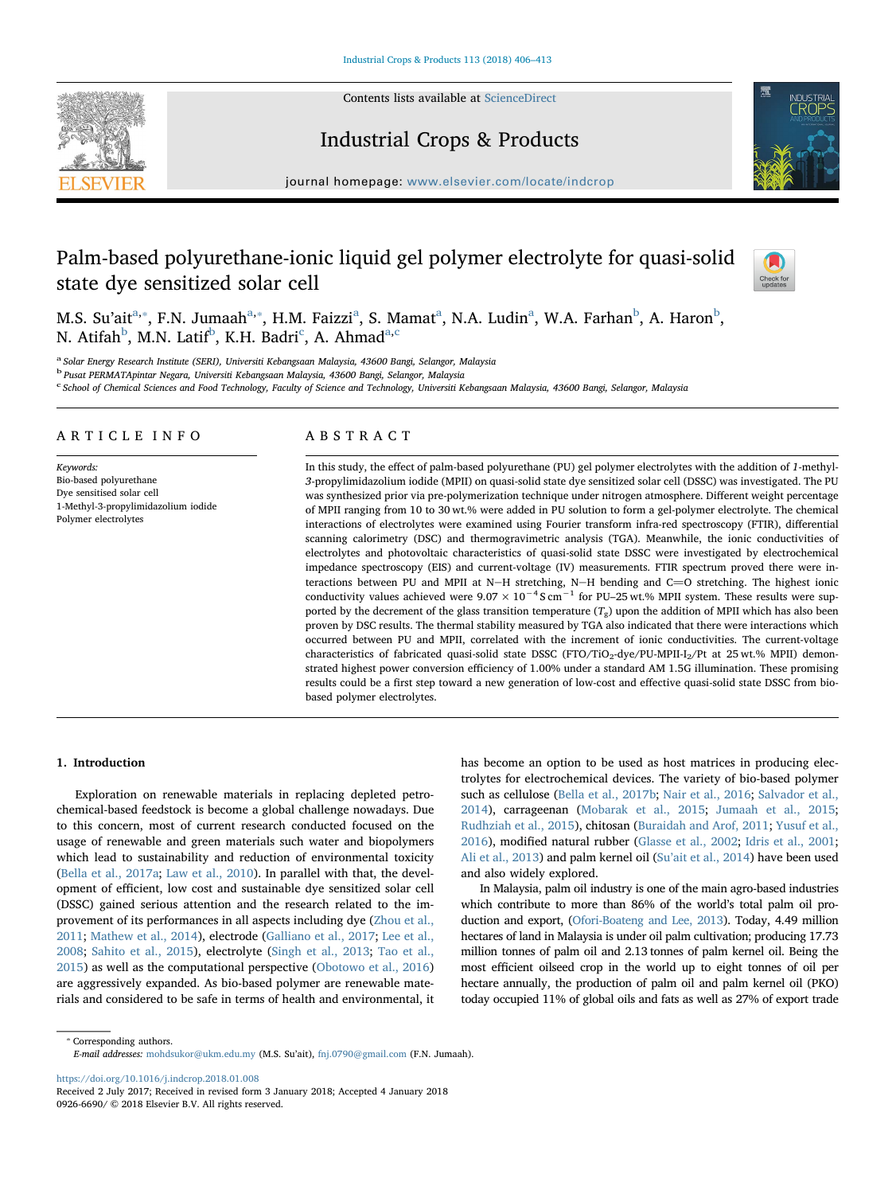# Palm-based polyurethane-ionic liquid gel polymer electrolyte for quasi-solid state dye sensitized solar cell

M.S. Su'ait[a,*], F.N. Jumaah[a,*], H.M. Faizzi[a], S. Mamat[a], N.A. Ludin[a], W.A. Farhan[b], A. Haron[b], N. Atifah[b], M.N. Latif[b], K.H. Badri[c], A. Ahmad[a,c]

[a] Solar Energy Research Institute (SERI), Universiti Kebangsaan Malaysia, 43600 Bangi, Selangor, Malaysia

[b] Pusat PERMATApintar Negara, Universiti Kebangsaan Malaysia, 43600 Bangi, Selangor, Malaysia

[c] School of Chemical Sciences and Food Technology, Faculty of Science and Technology, Universiti Kebangsaan Malaysia, 43600 Bangi, Selangor, Malaysia

## ARTICLE INFO

*Keywords:*
Bio-based polyurethane
Dye sensitised solar cell
1-Methyl-3-propylimidazolium iodide
Polymer electrolytes

## ABSTRACT

In this study, the effect of palm-based polyurethane (PU) gel polymer electrolytes with the addition of *1*-methyl-*3*-propylimidazolium iodide (MPII) on quasi-solid state dye sensitized solar cell (DSSC) was investigated. The PU was synthesized prior via pre-polymerization technique under nitrogen atmosphere. Different weight percentage of MPII ranging from 10 to 30 wt.% were added in PU solution to form a gel-polymer electrolyte. The chemical interactions of electrolytes were examined using Fourier transform infra-red spectroscopy (FTIR), differential scanning calorimetry (DSC) and thermogravimetric analysis (TGA). Meanwhile, the ionic conductivities of electrolytes and photovoltaic characteristics of quasi-solid state DSSC were investigated by electrochemical impedance spectroscopy (EIS) and current-voltage (IV) measurements. FTIR spectrum proved there were interactions between PU and MPII at N−H stretching, N−H bending and C═O stretching. The highest ionic conductivity values achieved were $9.07 \times 10^{-4}\,\mathrm{S\,cm^{-1}}$ for PU–25 wt.% MPII system. These results were supported by the decrement of the glass transition temperature ($T_g$) upon the addition of MPII which has also been proven by DSC results. The thermal stability measured by TGA also indicated that there were interactions which occurred between PU and MPII, correlated with the increment of ionic conductivities. The current-voltage characteristics of fabricated quasi-solid state DSSC (FTO/$TiO_2$-dye/PU-MPII-$I_2$/Pt at 25 wt.% MPII) demonstrated highest power conversion efficiency of 1.00% under a standard AM 1.5G illumination. These promising results could be a first step toward a new generation of low-cost and effective quasi-solid state DSSC from bio-based polymer electrolytes.

## 1. Introduction

Exploration on renewable materials in replacing depleted petrochemical-based feedstock is become a global challenge nowadays. Due to this concern, most of current research conducted focused on the usage of renewable and green materials such water and biopolymers which lead to sustainability and reduction of environmental toxicity (Bella et al., 2017a; Law et al., 2010). In parallel with that, the development of efficient, low cost and sustainable dye sensitized solar cell (DSSC) gained serious attention and the research related to the improvement of its performances in all aspects including dye (Zhou et al., 2011; Mathew et al., 2014), electrode (Galliano et al., 2017; Lee et al., 2008; Sahito et al., 2015), electrolyte (Singh et al., 2013; Tao et al., 2015) as well as the computational perspective (Obotowo et al., 2016) are aggressively expanded. As bio-based polymer are renewable materials and considered to be safe in terms of health and environmental, it has become an option to be used as host matrices in producing electrolytes for electrochemical devices. The variety of bio-based polymer such as cellulose (Bella et al., 2017b; Nair et al., 2016; Salvador et al., 2014), carrageenan (Mobarak et al., 2015; Jumaah et al., 2015; Rudhziah et al., 2015), chitosan (Buraidah and Arof, 2011; Yusuf et al., 2016), modified natural rubber (Glasse et al., 2002; Idris et al., 2001; Ali et al., 2013) and palm kernel oil (Su'ait et al., 2014) have been used and also widely explored.

In Malaysia, palm oil industry is one of the main agro-based industries which contribute to more than 86% of the world's total palm oil production and export, (Ofori-Boateng and Lee, 2013). Today, 4.49 million hectares of land in Malaysia is under oil palm cultivation; producing 17.73 million tonnes of palm oil and 2.13 tonnes of palm kernel oil. Being the most efficient oilseed crop in the world up to eight tonnes of oil per hectare annually, the production of palm oil and palm kernel oil (PKO) today occupied 11% of global oils and fats as well as 27% of export trade

---

* Corresponding authors.
*E-mail addresses:* mohdsukor@ukm.edu.my (M.S. Su'ait), fnj.0790@gmail.com (F.N. Jumaah).

https://doi.org/10.1016/j.indcrop.2018.01.008
Received 2 July 2017; Received in revised form 3 January 2018; Accepted 4 January 2018
0926-6690/ © 2018 Elsevier B.V. All rights reserved.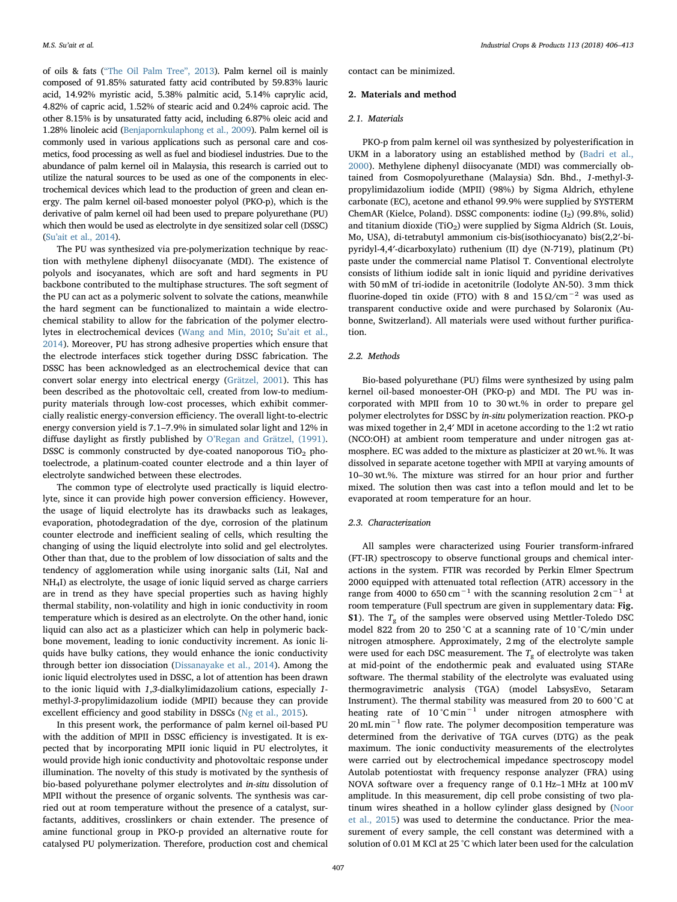of oils & fats ("The Oil Palm Tree", 2013). Palm kernel oil is mainly composed of 91.85% saturated fatty acid contributed by 59.83% lauric acid, 14.92% myristic acid, 5.38% palmitic acid, 5.14% caprylic acid, 4.82% of capric acid, 1.52% of stearic acid and 0.24% caproic acid. The other 8.15% is by unsaturated fatty acid, including 6.87% oleic acid and 1.28% linoleic acid (Benjapornkulaphong et al., 2009). Palm kernel oil is commonly used in various applications such as personal care and cosmetics, food processing as well as fuel and biodiesel industries. Due to the abundance of palm kernel oil in Malaysia, this research is carried out to utilize the natural sources to be used as one of the components in electrochemical devices which lead to the production of green and clean energy. The palm kernel oil-based monoester polyol (PKO-p), which is the derivative of palm kernel oil had been used to prepare polyurethane (PU) which then would be used as electrolyte in dye sensitized solar cell (DSSC) (Su'ait et al., 2014).

The PU was synthesized via pre-polymerization technique by reaction with methylene diphenyl diisocyanate (MDI). The existence of polyols and isocyanates, which are soft and hard segments in PU backbone contributed to the multiphase structures. The soft segment of the PU can act as a polymeric solvent to solvate the cations, meanwhile the hard segment can be functionalized to maintain a wide electrochemical stability to allow for the fabrication of the polymer electrolytes in electrochemical devices (Wang and Min, 2010; Su'ait et al., 2014). Moreover, PU has strong adhesive properties which ensure that the electrode interfaces stick together during DSSC fabrication. The DSSC has been acknowledged as an electrochemical device that can convert solar energy into electrical energy (Grätzel, 2001). This has been described as the photovoltaic cell, created from low-to medium-purity materials through low-cost processes, which exhibit commercially realistic energy-conversion efficiency. The overall light-to-electric energy conversion yield is 7.1–7.9% in simulated solar light and 12% in diffuse daylight as firstly published by O'Regan and Grätzel, (1991). DSSC is commonly constructed by dye-coated nanoporous $TiO_2$ photoelectrode, a platinum-coated counter electrode and a thin layer of electrolyte sandwiched between these electrodes.

The common type of electrolyte used practically is liquid electrolyte, since it can provide high power conversion efficiency. However, the usage of liquid electrolyte has its drawbacks such as leakages, evaporation, photodegradation of the dye, corrosion of the platinum counter electrode and inefficient sealing of cells, which resulting the changing of using the liquid electrolyte into solid and gel electrolytes. Other than that, due to the problem of low dissociation of salts and the tendency of agglomeration while using inorganic salts (LiI, NaI and $NH_4I$) as electrolyte, the usage of ionic liquid served as charge carriers are in trend as they have special properties such as having highly thermal stability, non-volatility and high in ionic conductivity in room temperature which is desired as an electrolyte. On the other hand, ionic liquid can also act as a plasticizer which can help in polymeric backbone movement, leading to ionic conductivity increment. As ionic liquids have bulky cations, they would enhance the ionic conductivity through better ion dissociation (Dissanayake et al., 2014). Among the ionic liquid electrolytes used in DSSC, a lot of attention has been drawn to the ionic liquid with *1,3*-dialkylimidazolium cations, especially *1*-methyl-*3*-propylimidazolium iodide (MPII) because they can provide excellent efficiency and good stability in DSSCs (Ng et al., 2015).

In this present work, the performance of palm kernel oil-based PU with the addition of MPII in DSSC efficiency is investigated. It is expected that by incorporating MPII ionic liquid in PU electrolytes, it would provide high ionic conductivity and photovoltaic response under illumination. The novelty of this study is motivated by the synthesis of bio-based polyurethane polymer electrolytes and *in-situ* dissolution of MPII without the presence of organic solvents. The synthesis was carried out at room temperature without the presence of a catalyst, surfactants, additives, crosslinkers or chain extender. The presence of amine functional group in PKO-p provided an alternative route for catalysed PU polymerization. Therefore, production cost and chemical contact can be minimized.

## 2. Materials and method

### 2.1. Materials

PKO-p from palm kernel oil was synthesized by polyesterification in UKM in a laboratory using an established method by (Badri et al., 2000). Methylene diphenyl diisocyanate (MDI) was commercially obtained from Cosmopolyurethane (Malaysia) Sdn. Bhd., *1*-methyl-*3*-propylimidazolium iodide (MPII) (98%) by Sigma Aldrich, ethylene carbonate (EC), acetone and ethanol 99.9% were supplied by SYSTERM ChemAR (Kielce, Poland). DSSC components: iodine ($I_2$) (99.8%, solid) and titanium dioxide ($TiO_2$) were supplied by Sigma Aldrich (St. Louis, Mo, USA), di-tetrabutyl ammonium cis-bis(isothiocyanato) bis(2,2′-bipyridyl-4,4′-dicarboxylato) ruthenium (II) dye (N-719), platinum (Pt) paste under the commercial name Platisol T. Conventional electrolyte consists of lithium iodide salt in ionic liquid and pyridine derivatives with 50 mM of tri-iodide in acetonitrile (Iodolyte AN-50). 3 mm thick fluorine-doped tin oxide (FTO) with 8 and 15 $\Omega/cm^{-2}$ was used as transparent conductive oxide and were purchased by Solaronix (Aubonne, Switzerland). All materials were used without further purification.

### 2.2. Methods

Bio-based polyurethane (PU) films were synthesized by using palm kernel oil-based monoester-OH (PKO-p) and MDI. The PU was incorporated with MPII from 10 to 30 wt.% in order to prepare gel polymer electrolytes for DSSC by *in-situ* polymerization reaction. PKO-p was mixed together in 2,4′ MDI in acetone according to the 1:2 wt ratio (NCO:OH) at ambient room temperature and under nitrogen gas atmosphere. EC was added to the mixture as plasticizer at 20 wt.%. It was dissolved in separate acetone together with MPII at varying amounts of 10–30 wt.%. The mixture was stirred for an hour prior and further mixed. The solution then was cast into a teflon mould and let to be evaporated at room temperature for an hour.

### 2.3. Characterization

All samples were characterized using Fourier transform-infrared (FT-IR) spectroscopy to observe functional groups and chemical interactions in the system. FTIR was recorded by Perkin Elmer Spectrum 2000 equipped with attenuated total reflection (ATR) accessory in the range from 4000 to 650 $cm^{-1}$ with the scanning resolution 2 $cm^{-1}$ at room temperature (Full spectrum are given in supplementary data: **Fig. S1**). The $T_g$ of the samples were observed using Mettler-Toledo DSC model 822 from 20 to 250 °C at a scanning rate of 10 °C/min under nitrogen atmosphere. Approximately, 2 mg of the electrolyte sample were used for each DSC measurement. The $T_g$ of electrolyte was taken at mid-point of the endothermic peak and evaluated using STARe software. The thermal stability of the electrolyte was evaluated using thermogravimetric analysis (TGA) (model LabsysEvo, Setaram Instrument). The thermal stability was measured from 20 to 600 °C at heating rate of 10 °C $min^{-1}$ under nitrogen atmosphere with 20 mL $min^{-1}$ flow rate. The polymer decomposition temperature was determined from the derivative of TGA curves (DTG) as the peak maximum. The ionic conductivity measurements of the electrolytes were carried out by electrochemical impedance spectroscopy model Autolab potentiostat with frequency response analyzer (FRA) using NOVA software over a frequency range of 0.1 Hz–1 MHz at 100 mV amplitude. In this measurement, dip cell probe consisting of two platinum wires sheathed in a hollow cylinder glass designed by (Noor et al., 2015) was used to determine the conductance. Prior the measurement of every sample, the cell constant was determined with a solution of 0.01 M KCl at 25 °C which later been used for the calculation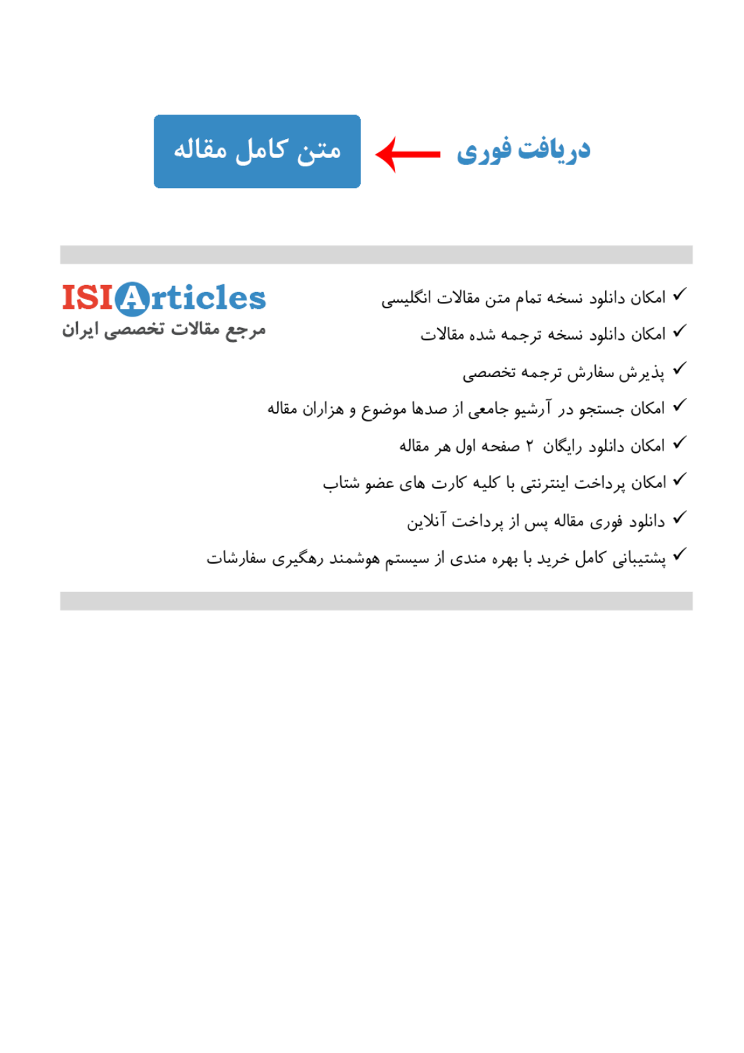دریافت فوری ← متن کامل مقاله

**ISIArticles**
مرجع مقالات تخصصی ایران

- ✓ امکان دانلود نسخه تمام متن مقالات انگلیسی
- ✓ امکان دانلود نسخه ترجمه شده مقالات
- ✓ پذیرش سفارش ترجمه تخصصی
- ✓ امکان جستجو در آرشیو جامعی از صدها موضوع و هزاران مقاله
- ✓ امکان دانلود رایگان ۲ صفحه اول هر مقاله
- ✓ امکان پرداخت اینترنتی با کلیه کارت های عضو شتاب
- ✓ دانلود فوری مقاله پس از پرداخت آنلاین
- ✓ پشتیبانی کامل خرید با بهره مندی از سیستم هوشمند رهگیری سفارشات